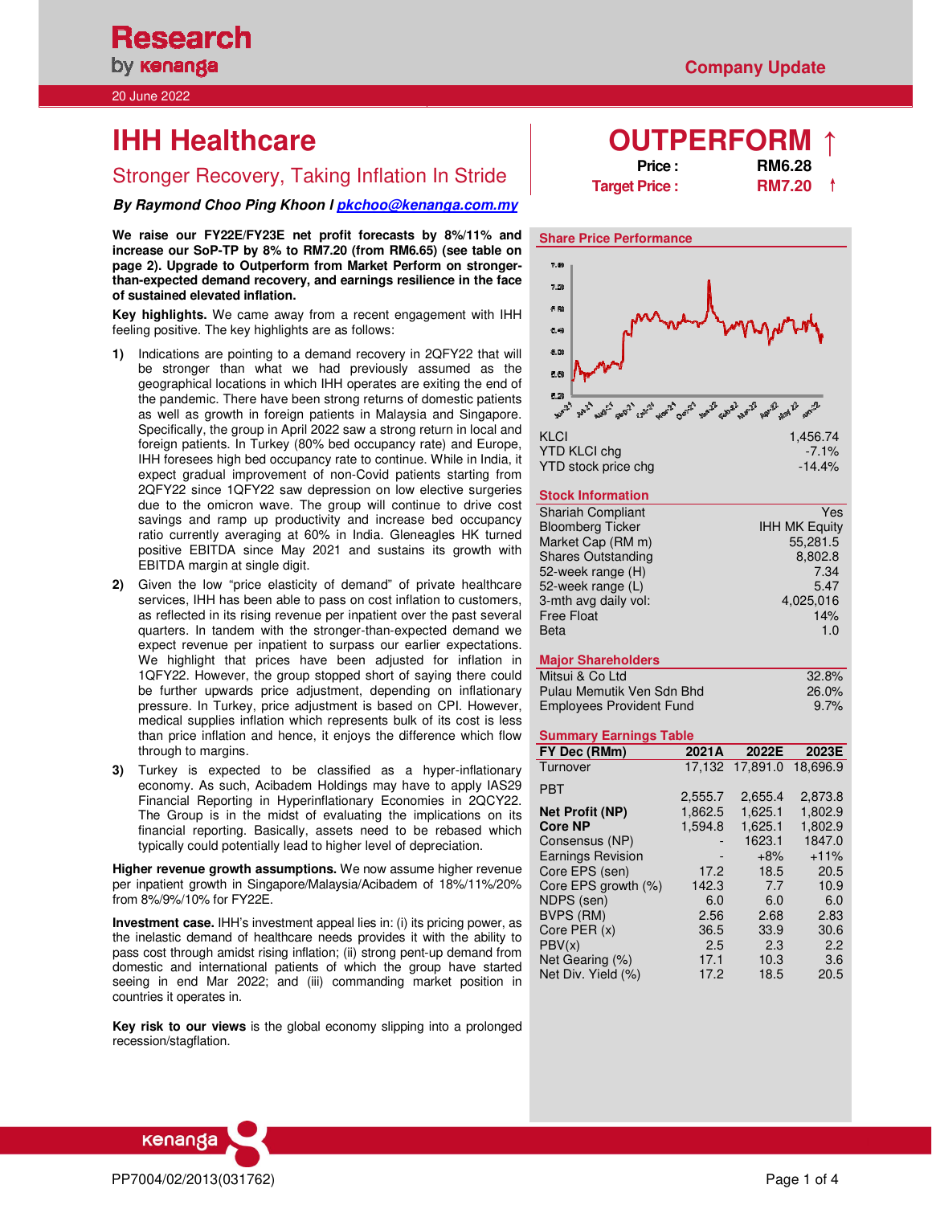# IHH Healthcare

## Stronger Recovery, Taking Inflation In Stride

***By Raymond Choo Ping Khoon / pkchoo@kenanga.com.my***

20 June 2022

Company Update

**OUTPERFORM ↑**

| | |
|---|---|
| **Price :** | **RM6.28** |
| **Target Price :** | **RM7.20 ↑** |

**We raise our FY22E/FY23E net profit forecasts by 8%/11% and increase our SoP-TP by 8% to RM7.20 (from RM6.65) (see table on page 2). Upgrade to Outperform from Market Perform on stronger-than-expected demand recovery, and earnings resilience in the face of sustained elevated inflation.**

**Key highlights.** We came away from a recent engagement with IHH feeling positive. The key highlights are as follows:

1) Indications are pointing to a demand recovery in 2QFY22 that will be stronger than what we had previously assumed as the geographical locations in which IHH operates are exiting the end of the pandemic. There have been strong returns of domestic patients as well as growth in foreign patients in Malaysia and Singapore. Specifically, the group in April 2022 saw a strong return in local and foreign patients. In Turkey (80% bed occupancy rate) and Europe, IHH foresees high bed occupancy rate to continue. While in India, it expect gradual improvement of non-Covid patients starting from 2QFY22 since 1QFY22 saw depression on low elective surgeries due to the omicron wave. The group will continue to drive cost savings and ramp up productivity and increase bed occupancy ratio currently averaging at 60% in India. Gleneagles HK turned positive EBITDA since May 2021 and sustains its growth with EBITDA margin at single digit.

2) Given the low "price elasticity of demand" of private healthcare services, IHH has been able to pass on cost inflation to customers, as reflected in its rising revenue per inpatient over the past several quarters. In tandem with the stronger-than-expected demand we expect revenue per inpatient to surpass our earlier expectations. We highlight that prices have been adjusted for inflation in 1QFY22. However, the group stopped short of saying there could be further upwards price adjustment, depending on inflationary pressure. In Turkey, price adjustment is based on CPI. However, medical supplies inflation which represents bulk of its cost is less than price inflation and hence, it enjoys the difference which flow through to margins.

3) Turkey is expected to be classified as a hyper-inflationary economy. As such, Acibadem Holdings may have to apply IAS29 Financial Reporting in Hyperinflationary Economies in 2QCY22. The Group is in the midst of evaluating the implications on its financial reporting. Basically, assets need to be rebased which typically could potentially lead to higher level of depreciation.

**Higher revenue growth assumptions.** We now assume higher revenue per inpatient growth in Singapore/Malaysia/Acibadem of 18%/11%/20% from 8%/9%/10% for FY22E.

**Investment case.** IHH's investment appeal lies in: (i) its pricing power, as the inelastic demand of healthcare needs provides it with the ability to pass cost through amidst rising inflation; (ii) strong pent-up demand from domestic and international patients of which the group have started seeing in end Mar 2022; and (iii) commanding market position in countries it operates in.

**Key risk to our views** is the global economy slipping into a prolonged recession/stagflation.

### Share Price Performance

| | |
|---|---|
| KLCI | 1,456.74 |
| YTD KLCI chg | -7.1% |
| YTD stock price chg | -14.4% |

### Stock Information

| | |
|---|---|
| Shariah Compliant | Yes |
| Bloomberg Ticker | IHH MK Equity |
| Market Cap (RM m) | 55,281.5 |
| Shares Outstanding | 8,802.8 |
| 52-week range (H) | 7.34 |
| 52-week range (L) | 5.47 |
| 3-mth avg daily vol: | 4,025,016 |
| Free Float | 14% |
| Beta | 1.0 |

### Major Shareholders

| | |
|---|---|
| Mitsui & Co Ltd | 32.8% |
| Pulau Memutik Ven Sdn Bhd | 26.0% |
| Employees Provident Fund | 9.7% |

### Summary Earnings Table

| FY Dec (RMm) | 2021A | 2022E | 2023E |
|---|---|---|---|
| Turnover | 17,132 | 17,891.0 | 18,696.9 |
| PBT | 2,555.7 | 2,655.4 | 2,873.8 |
| **Net Profit (NP)** | 1,862.5 | 1,625.1 | 1,802.9 |
| **Core NP** | 1,594.8 | 1,625.1 | 1,802.9 |
| Consensus (NP) | - | 1623.1 | 1847.0 |
| Earnings Revision | - | +8% | +11% |
| Core EPS (sen) | 17.2 | 18.5 | 20.5 |
| Core EPS growth (%) | 142.3 | 7.7 | 10.9 |
| NDPS (sen) | 6.0 | 6.0 | 6.0 |
| BVPS (RM) | 2.56 | 2.68 | 2.83 |
| Core PER (x) | 36.5 | 33.9 | 30.6 |
| PBV(x) | 2.5 | 2.3 | 2.2 |
| Net Gearing (%) | 17.1 | 10.3 | 3.6 |
| Net Div. Yield (%) | 17.2 | 18.5 | 20.5 |

PP7004/02/2013(031762)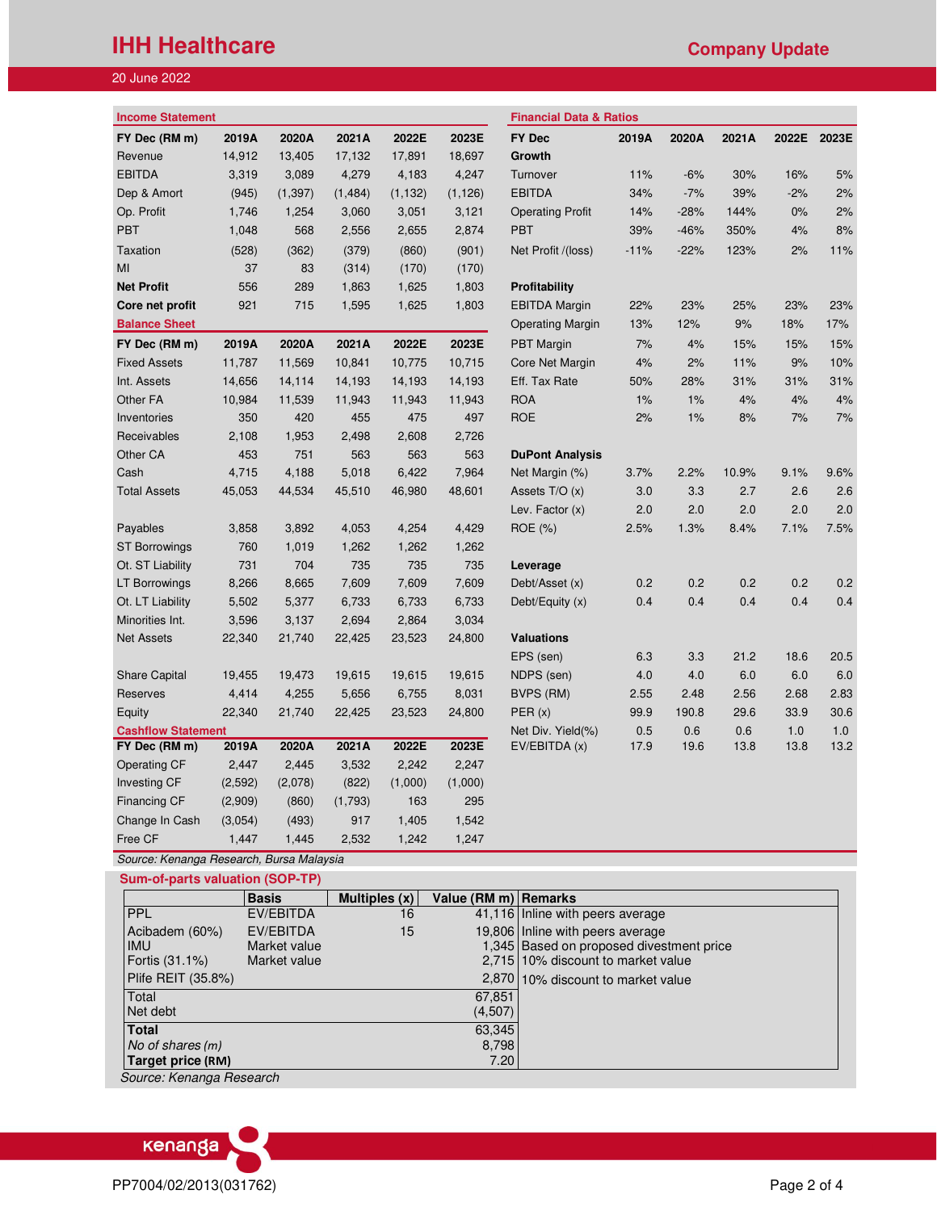# IHH Healthcare

**Company Update**

20 June 2022

## Income Statement

| FY Dec (RM m) | 2019A | 2020A | 2021A | 2022E | 2023E |
|---|---|---|---|---|---|
| Revenue | 14,912 | 13,405 | 17,132 | 17,891 | 18,697 |
| EBITDA | 3,319 | 3,089 | 4,279 | 4,183 | 4,247 |
| Dep & Amort | (945) | (1,397) | (1,484) | (1,132) | (1,126) |
| Op. Profit | 1,746 | 1,254 | 3,060 | 3,051 | 3,121 |
| PBT | 1,048 | 568 | 2,556 | 2,655 | 2,874 |
| Taxation | (528) | (362) | (379) | (860) | (901) |
| MI | 37 | 83 | (314) | (170) | (170) |
| **Net Profit** | 556 | 289 | 1,863 | 1,625 | 1,803 |
| **Core net profit** | 921 | 715 | 1,595 | 1,625 | 1,803 |

## Balance Sheet

| FY Dec (RM m) | 2019A | 2020A | 2021A | 2022E | 2023E |
|---|---|---|---|---|---|
| Fixed Assets | 11,787 | 11,569 | 10,841 | 10,775 | 10,715 |
| Int. Assets | 14,656 | 14,114 | 14,193 | 14,193 | 14,193 |
| Other FA | 10,984 | 11,539 | 11,943 | 11,943 | 11,943 |
| Inventories | 350 | 420 | 455 | 475 | 497 |
| Receivables | 2,108 | 1,953 | 2,498 | 2,608 | 2,726 |
| Other CA | 453 | 751 | 563 | 563 | 563 |
| Cash | 4,715 | 4,188 | 5,018 | 6,422 | 7,964 |
| Total Assets | 45,053 | 44,534 | 45,510 | 46,980 | 48,601 |
| | | | | | |
| Payables | 3,858 | 3,892 | 4,053 | 4,254 | 4,429 |
| ST Borrowings | 760 | 1,019 | 1,262 | 1,262 | 1,262 |
| Ot. ST Liability | 731 | 704 | 735 | 735 | 735 |
| LT Borrowings | 8,266 | 8,665 | 7,609 | 7,609 | 7,609 |
| Ot. LT Liability | 5,502 | 5,377 | 6,733 | 6,733 | 6,733 |
| Minorities Int. | 3,596 | 3,137 | 2,694 | 2,864 | 3,034 |
| Net Assets | 22,340 | 21,740 | 22,425 | 23,523 | 24,800 |
| | | | | | |
| Share Capital | 19,455 | 19,473 | 19,615 | 19,615 | 19,615 |
| Reserves | 4,414 | 4,255 | 5,656 | 6,755 | 8,031 |
| Equity | 22,340 | 21,740 | 22,425 | 23,523 | 24,800 |

## Cashflow Statement

| FY Dec (RM m) | 2019A | 2020A | 2021A | 2022E | 2023E |
|---|---|---|---|---|---|
| Operating CF | 2,447 | 2,445 | 3,532 | 2,242 | 2,247 |
| Investing CF | (2,592) | (2,078) | (822) | (1,000) | (1,000) |
| Financing CF | (2,909) | (860) | (1,793) | 163 | 295 |
| Change In Cash | (3,054) | (493) | 917 | 1,405 | 1,542 |
| Free CF | 1,447 | 1,445 | 2,532 | 1,242 | 1,247 |

## Financial Data & Ratios

| FY Dec | 2019A | 2020A | 2021A | 2022E | 2023E |
|---|---|---|---|---|---|
| **Growth** | | | | | |
| Turnover | 11% | -6% | 30% | 16% | 5% |
| EBITDA | 34% | -7% | 39% | -2% | 2% |
| Operating Profit | 14% | -28% | 144% | 0% | 2% |
| PBT | 39% | -46% | 350% | 4% | 8% |
| Net Profit /(loss) | -11% | -22% | 123% | 2% | 11% |
| **Profitability** | | | | | |
| EBITDA Margin | 22% | 23% | 25% | 23% | 23% |
| Operating Margin | 13% | 12% | 9% | 18% | 17% |
| PBT Margin | 7% | 4% | 15% | 15% | 15% |
| Core Net Margin | 4% | 2% | 11% | 9% | 10% |
| Eff. Tax Rate | 50% | 28% | 31% | 31% | 31% |
| ROA | 1% | 1% | 4% | 4% | 4% |
| ROE | 2% | 1% | 8% | 7% | 7% |
| **DuPont Analysis** | | | | | |
| Net Margin (%) | 3.7% | 2.2% | 10.9% | 9.1% | 9.6% |
| Assets T/O (x) | 3.0 | 3.3 | 2.7 | 2.6 | 2.6 |
| Lev. Factor (x) | 2.0 | 2.0 | 2.0 | 2.0 | 2.0 |
| ROE (%) | 2.5% | 1.3% | 8.4% | 7.1% | 7.5% |
| **Leverage** | | | | | |
| Debt/Asset (x) | 0.2 | 0.2 | 0.2 | 0.2 | 0.2 |
| Debt/Equity (x) | 0.4 | 0.4 | 0.4 | 0.4 | 0.4 |
| **Valuations** | | | | | |
| EPS (sen) | 6.3 | 3.3 | 21.2 | 18.6 | 20.5 |
| NDPS (sen) | 4.0 | 4.0 | 6.0 | 6.0 | 6.0 |
| BVPS (RM) | 2.55 | 2.48 | 2.56 | 2.68 | 2.83 |
| PER (x) | 99.9 | 190.8 | 29.6 | 33.9 | 30.6 |
| Net Div. Yield(%) | 0.5 | 0.6 | 0.6 | 1.0 | 1.0 |
| EV/EBITDA (x) | 17.9 | 19.6 | 13.8 | 13.8 | 13.2 |

*Source: Kenanga Research, Bursa Malaysia*

## Sum-of-parts valuation (SOP-TP)

| | Basis | Multiples (x) | Value (RM m) | Remarks |
|---|---|---|---|---|
| PPL | EV/EBITDA | 16 | 41,116 | Inline with peers average |
| Acibadem (60%) | EV/EBITDA | 15 | 19,806 | Inline with peers average |
| IMU | Market value | | 1,345 | Based on proposed divestment price |
| Fortis (31.1%) | Market value | | 2,715 | 10% discount to market value |
| Plife REIT (35.8%) | | | 2,870 | 10% discount to market value |
| Total | | | 67,851 | |
| Net debt | | | (4,507) | |
| **Total** | | | 63,345 | |
| *No of shares (m)* | | | 8,798 | |
| **Target price (RM)** | | | 7.20 | |

*Source: Kenanga Research*

PP7004/02/2013(031762)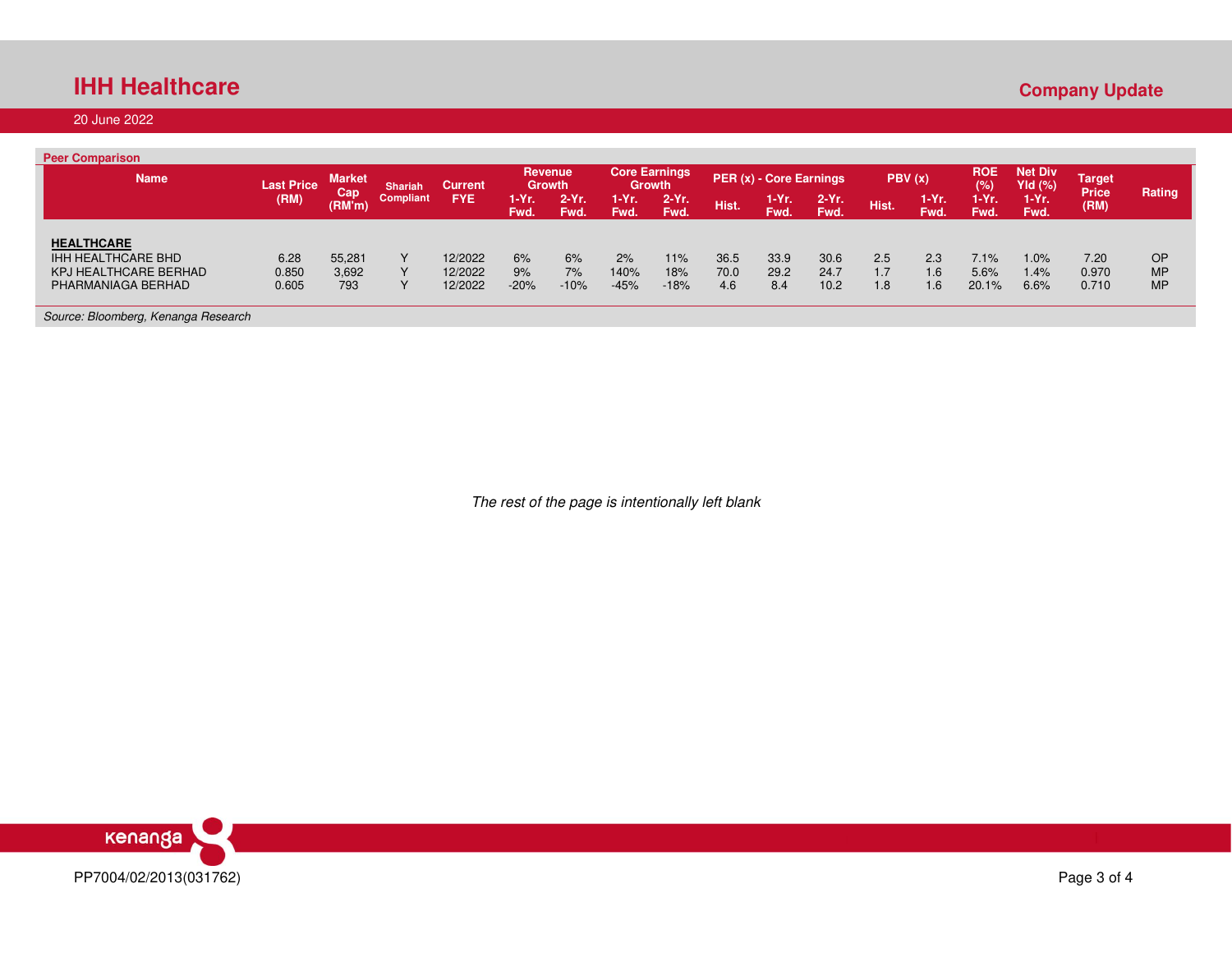**Peer Comparison**

| Name | Last Price (RM) | Market Cap (RM'm) | Shariah Compliant | Current FYE | Revenue Growth | | Core Earnings Growth | | PER (x) - Core Earnings | | | PBV (x) | | ROE (%) | Net Div Yld (%) | Target Price (RM) | Rating |
|---|---|---|---|---|---|---|---|---|---|---|---|---|---|---|---|---|---|
| | | | | | 1-Yr. Fwd. | 2-Yr. Fwd. | 1-Yr. Fwd. | 2-Yr. Fwd. | Hist. | 1-Yr. Fwd. | 2-Yr. Fwd. | Hist. | 1-Yr. Fwd. | 1-Yr. Fwd. | 1-Yr. Fwd. | | |
| **HEALTHCARE** | | | | | | | | | | | | | | | | | |
| IHH HEALTHCARE BHD | 6.28 | 55,281 | Y | 12/2022 | 6% | 6% | 2% | 11% | 36.5 | 33.9 | 30.6 | 2.5 | 2.3 | 7.1% | 1.0% | 7.20 | OP |
| KPJ HEALTHCARE BERHAD | 0.850 | 3,692 | Y | 12/2022 | 9% | 7% | 140% | 18% | 70.0 | 29.2 | 24.7 | 1.7 | 1.6 | 5.6% | 1.4% | 0.970 | MP |
| PHARMANIAGA BERHAD | 0.605 | 793 | Y | 12/2022 | -20% | -10% | -45% | -18% | 4.6 | 8.4 | 10.2 | 1.8 | 1.6 | 20.1% | 6.6% | 0.710 | MP |

*Source: Bloomberg, Kenanga Research*

*The rest of the page is intentionally left blank*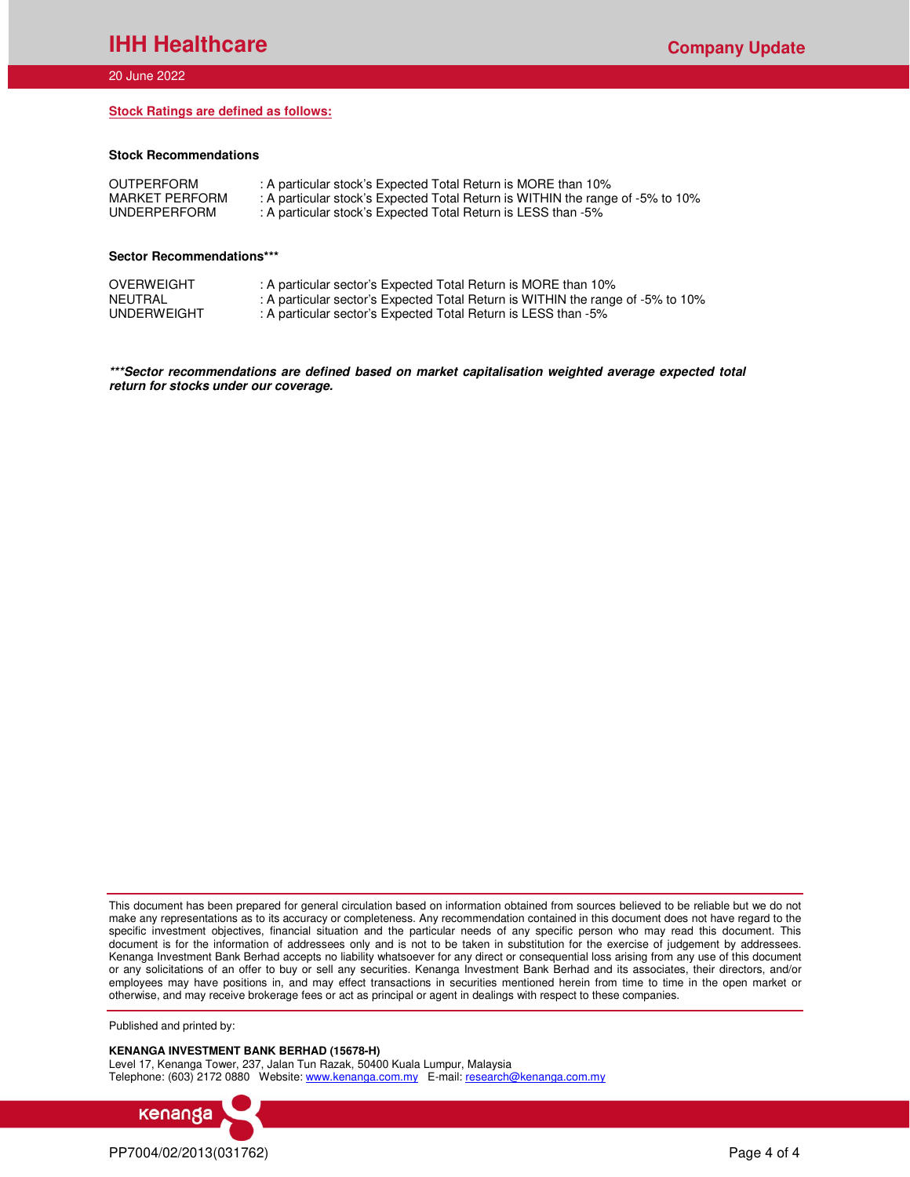**Stock Ratings are defined as follows:**

**Stock Recommendations**

| | |
|---|---|
| OUTPERFORM | : A particular stock's Expected Total Return is MORE than 10% |
| MARKET PERFORM | : A particular stock's Expected Total Return is WITHIN the range of -5% to 10% |
| UNDERPERFORM | : A particular stock's Expected Total Return is LESS than -5% |

**Sector Recommendations***\*\***

| | |
|---|---|
| OVERWEIGHT | : A particular sector's Expected Total Return is MORE than 10% |
| NEUTRAL | : A particular sector's Expected Total Return is WITHIN the range of -5% to 10% |
| UNDERWEIGHT | : A particular sector's Expected Total Return is LESS than -5% |

***\*\*\*Sector recommendations are defined based on market capitalisation weighted average expected total return for stocks under our coverage.***

This document has been prepared for general circulation based on information obtained from sources believed to be reliable but we do not make any representations as to its accuracy or completeness. Any recommendation contained in this document does not have regard to the specific investment objectives, financial situation and the particular needs of any specific person who may read this document. This document is for the information of addressees only and is not to be taken in substitution for the exercise of judgement by addressees. Kenanga Investment Bank Berhad accepts no liability whatsoever for any direct or consequential loss arising from any use of this document or any solicitations of an offer to buy or sell any securities. Kenanga Investment Bank Berhad and its associates, their directors, and/or employees may have positions in, and may effect transactions in securities mentioned herein from time to time in the open market or otherwise, and may receive brokerage fees or act as principal or agent in dealings with respect to these companies.

Published and printed by:

**KENANGA INVESTMENT BANK BERHAD (15678-H)**
Level 17, Kenanga Tower, 237, Jalan Tun Razak, 50400 Kuala Lumpur, Malaysia
Telephone: (603) 2172 0880 Website: www.kenanga.com.my E-mail: research@kenanga.com.my

PP7004/02/2013(031762)